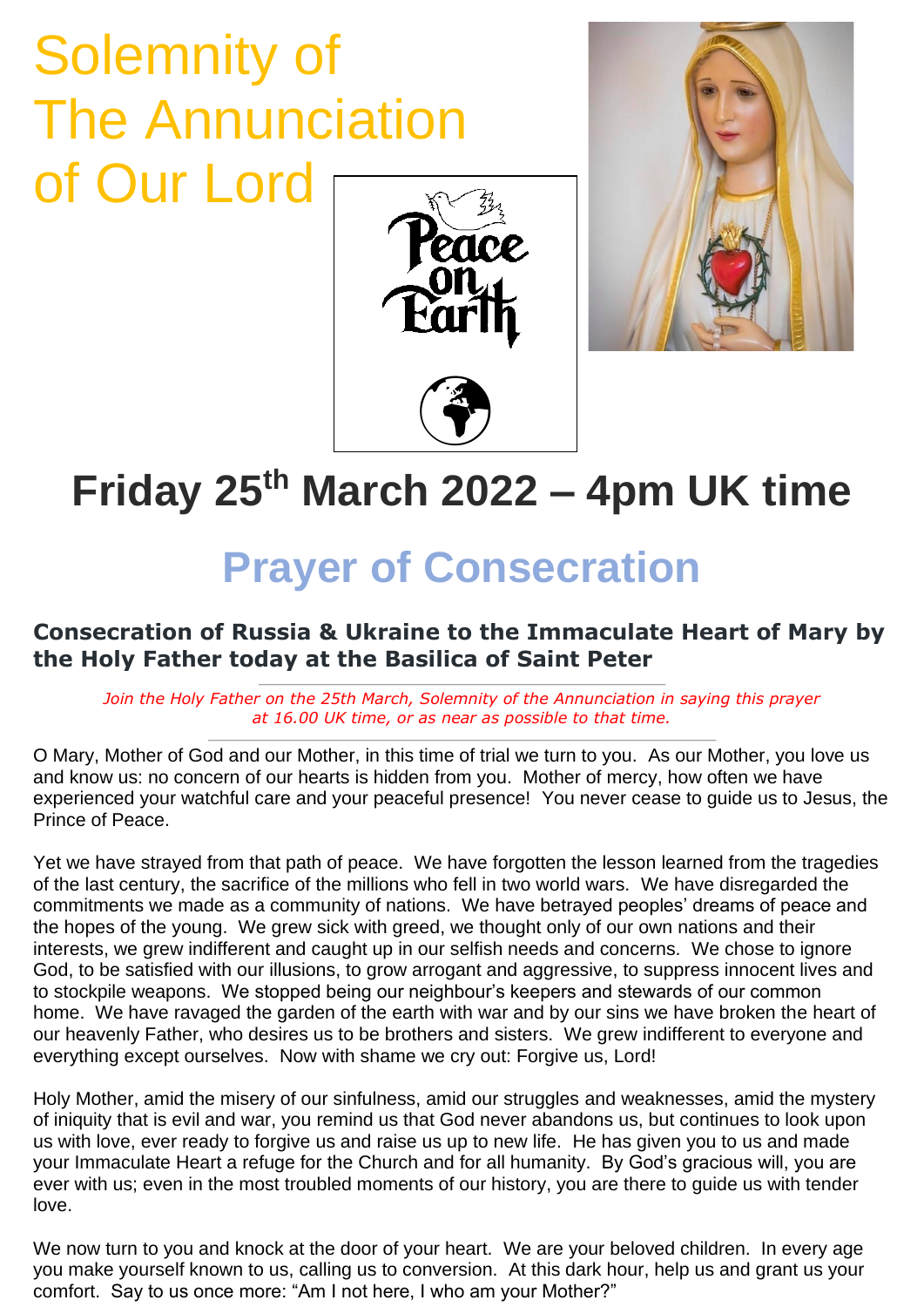# Solemnity of The Annunciation of Our Lord

Peace on Earth

# Friday 25th March 2022 – 4pm UK time

## Prayer of Consecration

### Consecration of Russia & Ukraine to the Immaculate Heart of Mary by the Holy Father today at the Basilica of Saint Peter

*Join the Holy Father on the 25th March, Solemnity of the Annunciation in saying this prayer at 16.00 UK time, or as near as possible to that time.*

O Mary, Mother of God and our Mother, in this time of trial we turn to you. As our Mother, you love us and know us: no concern of our hearts is hidden from you. Mother of mercy, how often we have experienced your watchful care and your peaceful presence! You never cease to guide us to Jesus, the Prince of Peace.

Yet we have strayed from that path of peace. We have forgotten the lesson learned from the tragedies of the last century, the sacrifice of the millions who fell in two world wars. We have disregarded the commitments we made as a community of nations. We have betrayed peoples' dreams of peace and the hopes of the young. We grew sick with greed, we thought only of our own nations and their interests, we grew indifferent and caught up in our selfish needs and concerns. We chose to ignore God, to be satisfied with our illusions, to grow arrogant and aggressive, to suppress innocent lives and to stockpile weapons. We stopped being our neighbour's keepers and stewards of our common home. We have ravaged the garden of the earth with war and by our sins we have broken the heart of our heavenly Father, who desires us to be brothers and sisters. We grew indifferent to everyone and everything except ourselves. Now with shame we cry out: Forgive us, Lord!

Holy Mother, amid the misery of our sinfulness, amid our struggles and weaknesses, amid the mystery of iniquity that is evil and war, you remind us that God never abandons us, but continues to look upon us with love, ever ready to forgive us and raise us up to new life. He has given you to us and made your Immaculate Heart a refuge for the Church and for all humanity. By God's gracious will, you are ever with us; even in the most troubled moments of our history, you are there to guide us with tender love.

We now turn to you and knock at the door of your heart. We are your beloved children. In every age you make yourself known to us, calling us to conversion. At this dark hour, help us and grant us your comfort. Say to us once more: "Am I not here, I who am your Mother?"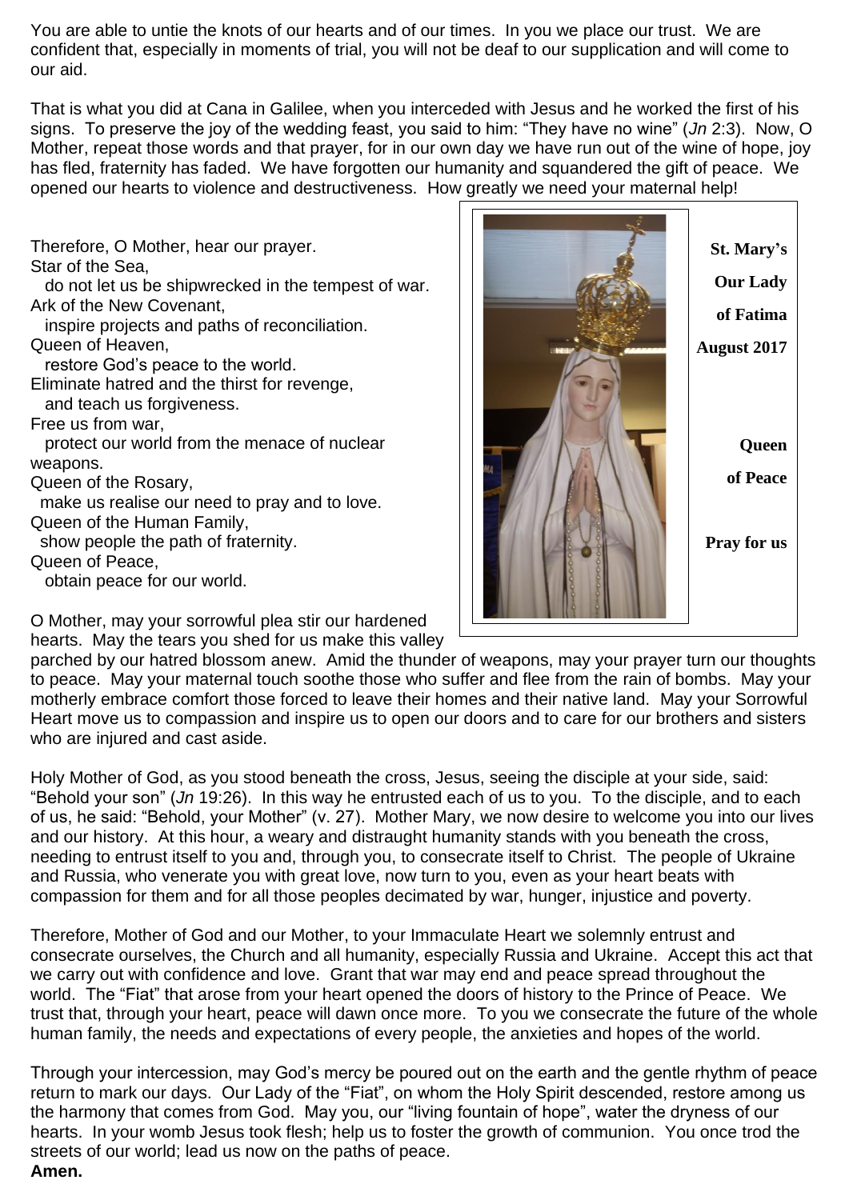You are able to untie the knots of our hearts and of our times. In you we place our trust. We are confident that, especially in moments of trial, you will not be deaf to our supplication and will come to our aid.

That is what you did at Cana in Galilee, when you interceded with Jesus and he worked the first of his signs. To preserve the joy of the wedding feast, you said to him: "They have no wine" (*Jn* 2:3). Now, O Mother, repeat those words and that prayer, for in our own day we have run out of the wine of hope, joy has fled, fraternity has faded. We have forgotten our humanity and squandered the gift of peace. We opened our hearts to violence and destructiveness. How greatly we need your maternal help!

Therefore, O Mother, hear our prayer.
Star of the Sea,
  do not let us be shipwrecked in the tempest of war.
Ark of the New Covenant,
  inspire projects and paths of reconciliation.
Queen of Heaven,
  restore God's peace to the world.
Eliminate hatred and the thirst for revenge,
  and teach us forgiveness.
Free us from war,
  protect our world from the menace of nuclear weapons.
Queen of the Rosary,
  make us realise our need to pray and to love.
Queen of the Human Family,
  show people the path of fraternity.
Queen of Peace,
  obtain peace for our world.

**St. Mary's Our Lady of Fatima August 2017**

**Queen of Peace**

**Pray for us**

O Mother, may your sorrowful plea stir our hardened hearts. May the tears you shed for us make this valley parched by our hatred blossom anew. Amid the thunder of weapons, may your prayer turn our thoughts to peace. May your maternal touch soothe those who suffer and flee from the rain of bombs. May your motherly embrace comfort those forced to leave their homes and their native land. May your Sorrowful Heart move us to compassion and inspire us to open our doors and to care for our brothers and sisters who are injured and cast aside.

Holy Mother of God, as you stood beneath the cross, Jesus, seeing the disciple at your side, said: "Behold your son" (*Jn* 19:26). In this way he entrusted each of us to you. To the disciple, and to each of us, he said: "Behold, your Mother" (v. 27). Mother Mary, we now desire to welcome you into our lives and our history. At this hour, a weary and distraught humanity stands with you beneath the cross, needing to entrust itself to you and, through you, to consecrate itself to Christ. The people of Ukraine and Russia, who venerate you with great love, now turn to you, even as your heart beats with compassion for them and for all those peoples decimated by war, hunger, injustice and poverty.

Therefore, Mother of God and our Mother, to your Immaculate Heart we solemnly entrust and consecrate ourselves, the Church and all humanity, especially Russia and Ukraine. Accept this act that we carry out with confidence and love. Grant that war may end and peace spread throughout the world. The "Fiat" that arose from your heart opened the doors of history to the Prince of Peace. We trust that, through your heart, peace will dawn once more. To you we consecrate the future of the whole human family, the needs and expectations of every people, the anxieties and hopes of the world.

Through your intercession, may God's mercy be poured out on the earth and the gentle rhythm of peace return to mark our days. Our Lady of the "Fiat", on whom the Holy Spirit descended, restore among us the harmony that comes from God. May you, our "living fountain of hope", water the dryness of our hearts. In your womb Jesus took flesh; help us to foster the growth of communion. You once trod the streets of our world; lead us now on the paths of peace.
**Amen.**